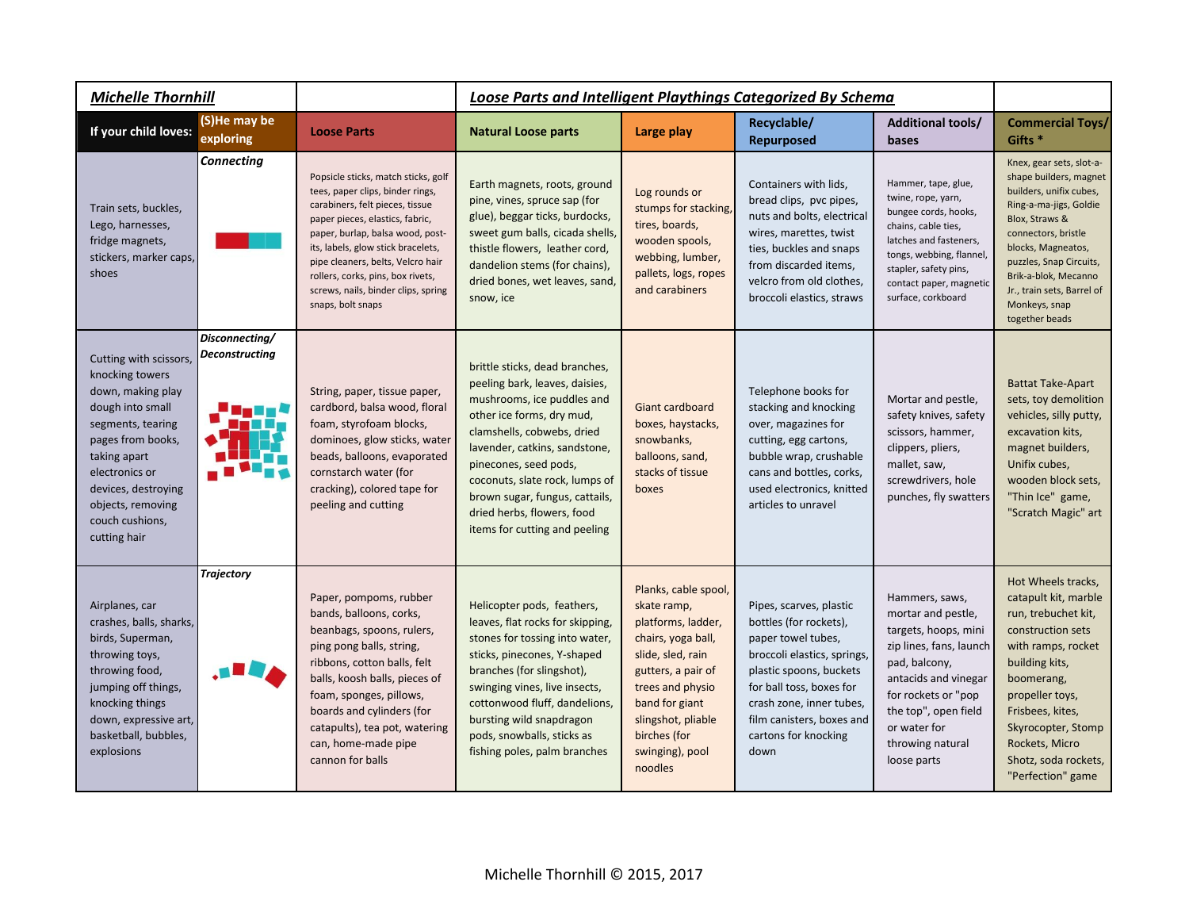| ***Michelle Thornhill*** | | ***Loose Parts and Intelligent Playthings Categorized By Schema*** | | | | | |
|---|---|---|---|---|---|---|---|
| **If your child loves:** | **(S)He may be exploring** | **Loose Parts** | **Natural Loose parts** | **Large play** | **Recyclable/ Repurposed** | **Additional tools/ bases** | **Commercial Toys/ Gifts *** |
| Train sets, buckles, Lego, harnesses, fridge magnets, stickers, marker caps, shoes | ***Connecting*** | Popsicle sticks, match sticks, golf tees, paper clips, binder rings, carabiners, felt pieces, tissue paper pieces, elastics, fabric, paper, burlap, balsa wood, post-its, labels, glow stick bracelets, pipe cleaners, belts, Velcro hair rollers, corks, pins, box rivets, screws, nails, binder clips, spring snaps, bolt snaps | Earth magnets, roots, ground pine, vines, spruce sap (for glue), beggar ticks, burdocks, sweet gum balls, cicada shells, thistle flowers, leather cord, dandelion stems (for chains), dried bones, wet leaves, sand, snow, ice | Log rounds or stumps for stacking, tires, boards, wooden spools, webbing, lumber, pallets, logs, ropes and carabiners | Containers with lids, bread clips, pvc pipes, nuts and bolts, electrical wires, marettes, twist ties, buckles and snaps from discarded items, velcro from old clothes, broccoli elastics, straws | Hammer, tape, glue, twine, rope, yarn, bungee cords, hooks, chains, cable ties, latches and fasteners, tongs, webbing, flannel, stapler, safety pins, contact paper, magnetic surface, corkboard | Knex, gear sets, slot-a-shape builders, magnet builders, unifix cubes, Ring-a-ma-jigs, Goldie Blox, Straws & connectors, bristle blocks, Magneatos, puzzles, Snap Circuits, Brik-a-blok, Mecanno Jr., train sets, Barrel of Monkeys, snap together beads |
| Cutting with scissors, knocking towers down, making play dough into small segments, tearing pages from books, taking apart electronics or devices, destroying objects, removing couch cushions, cutting hair | ***Disconnecting/ Deconstructing*** | String, paper, tissue paper, cardbord, balsa wood, floral foam, styrofoam blocks, dominoes, glow sticks, water beads, balloons, evaporated cornstarch water (for cracking), colored tape for peeling and cutting | brittle sticks, dead branches, peeling bark, leaves, daisies, mushrooms, ice puddles and other ice forms, dry mud, clamshells, cobwebs, dried lavender, catkins, sandstone, pinecones, seed pods, coconuts, slate rock, lumps of brown sugar, fungus, cattails, dried herbs, flowers, food items for cutting and peeling | Giant cardboard boxes, haystacks, snowbanks, balloons, sand, stacks of tissue boxes | Telephone books for stacking and knocking over, magazines for cutting, egg cartons, bubble wrap, crushable cans and bottles, corks, used electronics, knitted articles to unravel | Mortar and pestle, safety knives, safety scissors, hammer, clippers, pliers, mallet, saw, screwdrivers, hole punches, fly swatters | Battat Take-Apart sets, toy demolition vehicles, silly putty, excavation kits, magnet builders, Unifix cubes, wooden block sets, "Thin Ice" game, "Scratch Magic" art |
| Airplanes, car crashes, balls, sharks, birds, Superman, throwing toys, throwing food, jumping off things, knocking things down, expressive art, basketball, bubbles, explosions | ***Trajectory*** | Paper, pompoms, rubber bands, balloons, corks, beanbags, spoons, rulers, ping pong balls, string, ribbons, cotton balls, felt balls, koosh balls, pieces of foam, sponges, pillows, boards and cylinders (for catapults), tea pot, watering can, home-made pipe cannon for balls | Helicopter pods, feathers, leaves, flat rocks for skipping, stones for tossing into water, sticks, pinecones, Y-shaped branches (for slingshot), swinging vines, live insects, cottonwood fluff, dandelions, bursting wild snapdragon pods, snowballs, sticks as fishing poles, palm branches | Planks, cable spool, skate ramp, platforms, ladder, chairs, yoga ball, slide, sled, rain gutters, a pair of trees and physio band for giant slingshot, pliable birches (for swinging), pool noodles | Pipes, scarves, plastic bottles (for rockets), paper towel tubes, broccoli elastics, springs, plastic spoons, buckets for ball toss, boxes for crash zone, inner tubes, film canisters, boxes and cartons for knocking down | Hammers, saws, mortar and pestle, targets, hoops, mini zip lines, fans, launch pad, balcony, antacids and vinegar for rockets or "pop the top", open field or water for throwing natural loose parts | Hot Wheels tracks, catapult kit, marble run, trebuchet kit, construction sets with ramps, rocket building kits, boomerang, propeller toys, Frisbees, kites, Skyrocopter, Stomp Rockets, Micro Shotz, soda rockets, "Perfection" game |

Michelle Thornhill © 2015, 2017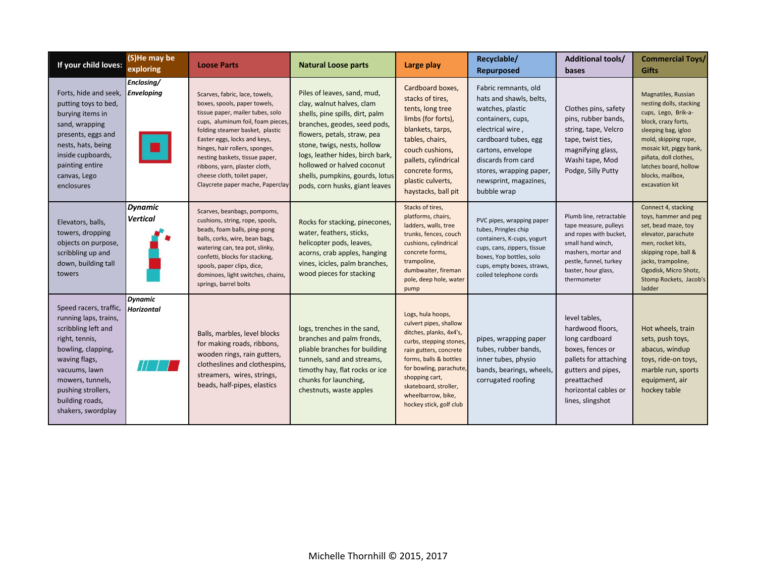| If your child loves: | (S)He may be exploring | Loose Parts | Natural Loose parts | Large play | Recyclable/ Repurposed | Additional tools/ bases | Commercial Toys/ Gifts |
|---|---|---|---|---|---|---|---|
| Forts, hide and seek, putting toys to bed, burying items in sand, wrapping presents, eggs and nests, hats, being inside cupboards, painting entire canvas, Lego enclosures | ***Enclosing/ Enveloping*** | Scarves, fabric, lace, towels, boxes, spools, paper towels, tissue paper, mailer tubes, solo cups, aluminum foil, foam pieces, folding steamer basket, plastic Easter eggs, locks and keys, hinges, hair rollers, sponges, nesting baskets, tissue paper, ribbons, yarn, plaster cloth, cheese cloth, toilet paper, Claycrete paper mache, Paperclay | Piles of leaves, sand, mud, clay, walnut halves, clam shells, pine spills, dirt, palm branches, geodes, seed pods, flowers, petals, straw, pea stone, twigs, nests, hollow logs, leather hides, birch bark, hollowed or halved coconut shells, pumpkins, gourds, lotus pods, corn husks, giant leaves | Cardboard boxes, stacks of tires, tents, long tree limbs (for forts), blankets, tarps, tables, chairs, couch cushions, pallets, cylindrical concrete forms, plastic culverts, haystacks, ball pit | Fabric remnants, old hats and shawls, belts, watches, plastic containers, cups, electrical wire , cardboard tubes, egg cartons, envelope discards from card stores, wrapping paper, newsprint, magazines, bubble wrap | Clothes pins, safety pins, rubber bands, string, tape, Velcro tape, twist ties, magnifying glass, Washi tape, Mod Podge, Silly Putty | Magnatiles, Russian nesting dolls, stacking cups, Lego, Brik-a-block, crazy forts, sleeping bag, igloo mold, skipping rope, mosaic kit, piggy bank, piñata, doll clothes, latches board, hollow blocks, mailbox, excavation kit |
| Elevators, balls, towers, dropping objects on purpose, scribbling up and down, building tall towers | ***Dynamic Vertical*** | Scarves, beanbags, pompoms, cushions, string, rope, spools, beads, foam balls, ping-pong balls, corks, wire, bean bags, watering can, tea pot, slinky, confetti, blocks for stacking, spools, paper clips, dice, dominoes, light switches, chains, springs, barrel bolts | Rocks for stacking, pinecones, water, feathers, sticks, helicopter pods, leaves, acorns, crab apples, hanging vines, icicles, palm branches, wood pieces for stacking | Stacks of tires, platforms, chairs, ladders, walls, tree trunks, fences, couch cushions, cylindrical concrete forms, trampoline, dumbwaiter, fireman pole, deep hole, water pump | PVC pipes, wrapping paper tubes, Pringles chip containers, K-cups, yogurt cups, cans, zippers, tissue boxes, Yop bottles, solo cups, empty boxes, straws, coiled telephone cords | Plumb line, retractable tape measure, pulleys and ropes with bucket, small hand winch, mashers, mortar and pestle, funnel, turkey baster, hour glass, thermometer | Connect 4, stacking toys, hammer and peg set, bead maze, toy elevator, parachute men, rocket kits, skipping rope, ball & jacks, trampoline, Ogodisk, Micro Shotz, Stomp Rockets, Jacob's ladder |
| Speed racers, traffic, running laps, trains, scribbling left and right, tennis, bowling, clapping, waving flags, vacuums, lawn mowers, tunnels, pushing strollers, building roads, shakers, swordplay | ***Dynamic Horizontal*** | Balls, marbles, level blocks for making roads, ribbons, wooden rings, rain gutters, clotheslines and clothespins, streamers, wires, strings, beads, half-pipes, elastics | logs, trenches in the sand, branches and palm fronds, pliable branches for building tunnels, sand and streams, timothy hay, flat rocks or ice chunks for launching, chestnuts, waste apples | Logs, hula hoops, culvert pipes, shallow ditches, planks, 4x4's, curbs, stepping stones, rain gutters, concrete forms, balls & bottles for bowling, parachute, shopping cart, skateboard, stroller, wheelbarrow, bike, hockey stick, golf club | pipes, wrapping paper tubes, rubber bands, inner tubes, physio bands, bearings, wheels, corrugated roofing | level tables, hardwood floors, long cardboard boxes, fences or pallets for attaching gutters and pipes, preattached horizontal cables or lines, slingshot | Hot wheels, train sets, push toys, abacus, windup toys, ride-on toys, marble run, sports equipment, air hockey table |

Michelle Thornhill © 2015, 2017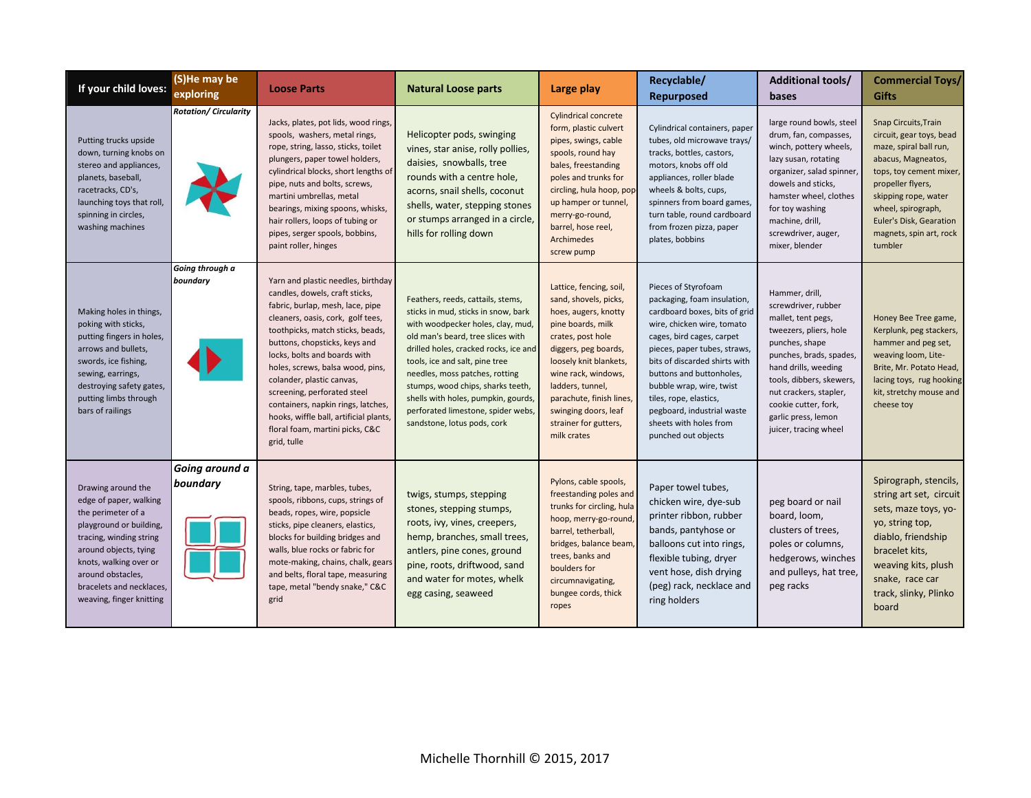| If your child loves: | (S)He may be exploring | Loose Parts | Natural Loose parts | Large play | Recyclable/ Repurposed | Additional tools/ bases | Commercial Toys/ Gifts |
|---|---|---|---|---|---|---|---|
| Putting trucks upside down, turning knobs on stereo and appliances, planets, baseball, racetracks, CD's, launching toys that roll, spinning in circles, washing machines | *Rotation/ Circularity* | Jacks, plates, pot lids, wood rings, spools, washers, metal rings, rope, string, lasso, sticks, toilet plungers, paper towel holders, cylindrical blocks, short lengths of pipe, nuts and bolts, screws, martini umbrellas, metal bearings, mixing spoons, whisks, hair rollers, loops of tubing or pipes, serger spools, bobbins, paint roller, hinges | Helicopter pods, swinging vines, star anise, rolly pollies, daisies, snowballs, tree rounds with a centre hole, acorns, snail shells, coconut shells, water, stepping stones or stumps arranged in a circle, hills for rolling down | Cylindrical concrete form, plastic culvert pipes, swings, cable spools, round hay bales, freestanding poles and trunks for circling, hula hoop, pop-up hamper or tunnel, merry-go-round, barrel, hose reel, Archimedes screw pump | Cylindrical containers, paper tubes, old microwave trays/ tracks, bottles, castors, motors, knobs off old appliances, roller blade wheels & bolts, cups, spinners from board games, turn table, round cardboard from frozen pizza, paper plates, bobbins | large round bowls, steel drum, fan, compasses, winch, pottery wheels, lazy susan, rotating organizer, salad spinner, dowels and sticks, hamster wheel, clothes for toy washing machine, drill, screwdriver, auger, mixer, blender | Snap Circuits,Train circuit, gear toys, bead maze, spiral ball run, abacus, Magneatos, tops, toy cement mixer, propeller flyers, skipping rope, water wheel, spirograph, Euler's Disk, Gearation magnets, spin art, rock tumbler |
| Making holes in things, poking with sticks, putting fingers in holes, arrows and bullets, swords, ice fishing, sewing, earrings, destroying safety gates, putting limbs through bars of railings | *Going through a boundary* | Yarn and plastic needles, birthday candles, dowels, craft sticks, fabric, burlap, mesh, lace, pipe cleaners, oasis, cork, golf tees, toothpicks, match sticks, beads, buttons, chopsticks, keys and locks, bolts and boards with holes, screws, balsa wood, pins, colander, plastic canvas, screening, perforated steel containers, napkin rings, latches, hooks, wiffle ball, artificial plants, floral foam, martini picks, C&C grid, tulle | Feathers, reeds, cattails, stems, sticks in mud, sticks in snow, bark with woodpecker holes, clay, mud, old man's beard, tree slices with drilled holes, cracked rocks, ice and tools, ice and salt, pine tree needles, moss patches, rotting stumps, wood chips, sharks teeth, shells with holes, pumpkin, gourds, perforated limestone, spider webs, sandstone, lotus pods, cork | Lattice, fencing, soil, sand, shovels, picks, hoes, augers, knotty pine boards, milk crates, post hole diggers, peg boards, loosely knit blankets, wine rack, windows, ladders, tunnel, parachute, finish lines, swinging doors, leaf strainer for gutters, milk crates | Pieces of Styrofoam packaging, foam insulation, cardboard boxes, bits of grid wire, chicken wire, tomato cages, bird cages, carpet pieces, paper tubes, straws, bits of discarded shirts with buttons and buttonholes, bubble wrap, wire, twist tiles, rope, elastics, pegboard, industrial waste sheets with holes from punched out objects | Hammer, drill, screwdriver, rubber mallet, tent pegs, tweezers, pliers, hole punches, shape punches, brads, spades, hand drills, weeding tools, dibbers, skewers, nut crackers, stapler, cookie cutter, fork, garlic press, lemon juicer, tracing wheel | Honey Bee Tree game, Kerplunk, peg stackers, hammer and peg set, weaving loom, Lite-Brite, Mr. Potato Head, lacing toys, rug hooking kit, stretchy mouse and cheese toy |
| Drawing around the edge of paper, walking the perimeter of a playground or building, tracing, winding string around objects, tying knots, walking over or around obstacles, bracelets and necklaces, weaving, finger knitting | *Going around a boundary* | String, tape, marbles, tubes, spools, ribbons, cups, strings of beads, ropes, wire, popsicle sticks, pipe cleaners, elastics, blocks for building bridges and walls, blue rocks or fabric for mote-making, chains, chalk, gears and belts, floral tape, measuring tape, metal "bendy snake," C&C grid | twigs, stumps, stepping stones, stepping stumps, roots, ivy, vines, creepers, hemp, branches, small trees, antlers, pine cones, ground pine, roots, driftwood, sand and water for motes, whelk egg casing, seaweed | Pylons, cable spools, freestanding poles and trunks for circling, hula hoop, merry-go-round, barrel, tetherball, bridges, balance beam, trees, banks and boulders for circumnavigating, bungee cords, thick ropes | Paper towel tubes, chicken wire, dye-sub printer ribbon, rubber bands, pantyhose or balloons cut into rings, flexible tubing, dryer vent hose, dish drying (peg) rack, necklace and ring holders | peg board or nail board, loom, clusters of trees, poles or columns, hedgerows, winches and pulleys, hat tree, peg racks | Spirograph, stencils, string art set, circuit sets, maze toys, yo-yo, string top, diablo, friendship bracelet kits, weaving kits, plush snake, race car track, slinky, Plinko board |

Michelle Thornhill © 2015, 2017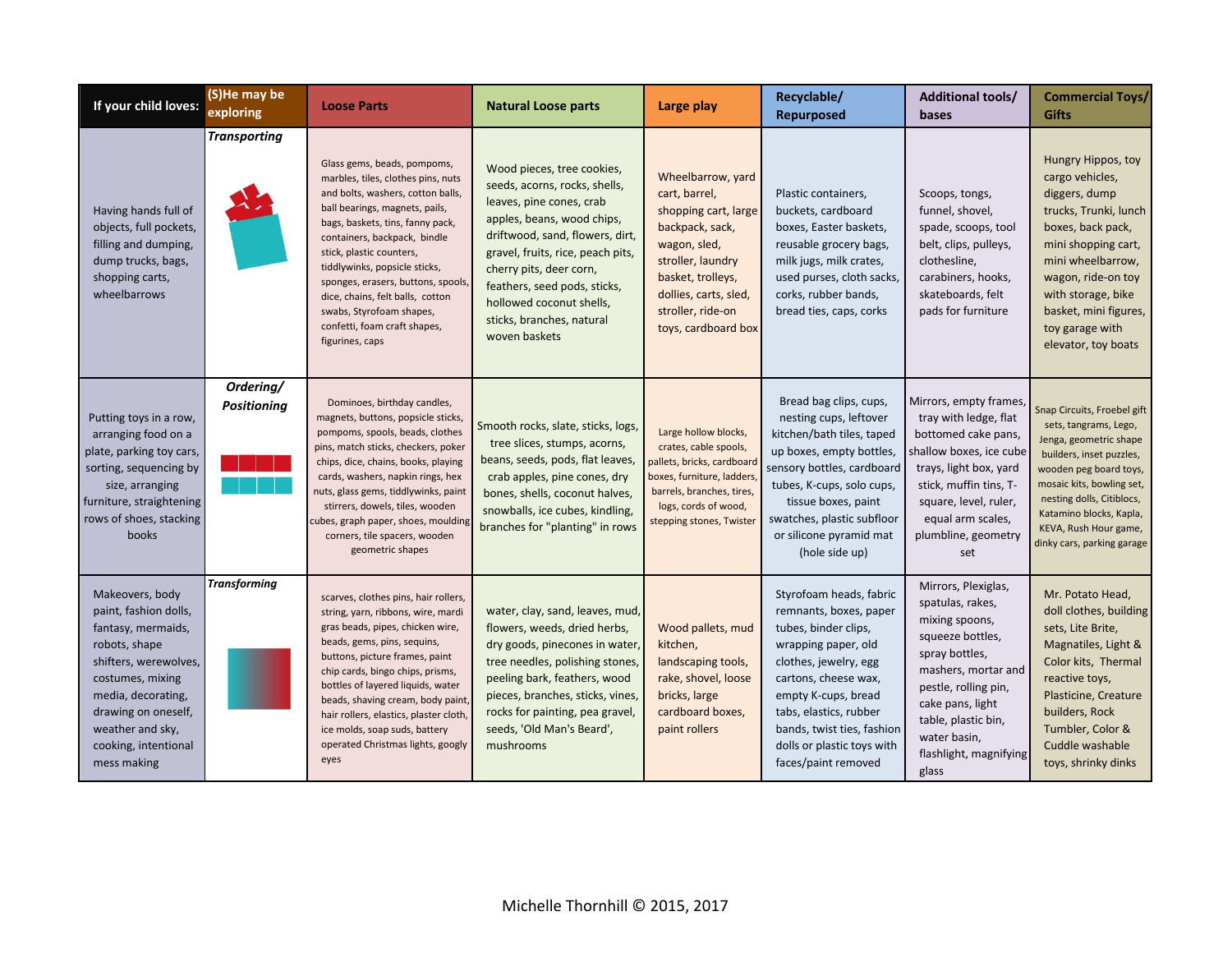| If your child loves: | (S)He may be exploring | Loose Parts | Natural Loose parts | Large play | Recyclable/ Repurposed | Additional tools/ bases | Commercial Toys/ Gifts |
|---|---|---|---|---|---|---|---|
| Having hands full of objects, full pockets, filling and dumping, dump trucks, bags, shopping carts, wheelbarrows | *Transporting* | Glass gems, beads, pompoms, marbles, tiles, clothes pins, nuts and bolts, washers, cotton balls, ball bearings, magnets, pails, bags, baskets, tins, fanny pack, containers, backpack, bindle stick, plastic counters, tiddlywinks, popsicle sticks, sponges, erasers, buttons, spools, dice, chains, felt balls, cotton swabs, Styrofoam shapes, confetti, foam craft shapes, figurines, caps | Wood pieces, tree cookies, seeds, acorns, rocks, shells, leaves, pine cones, crab apples, beans, wood chips, driftwood, sand, flowers, dirt, gravel, fruits, rice, peach pits, cherry pits, deer corn, feathers, seed pods, sticks, hollowed coconut shells, sticks, branches, natural woven baskets | Wheelbarrow, yard cart, barrel, shopping cart, large backpack, sack, wagon, sled, stroller, laundry basket, trolleys, dollies, carts, sled, stroller, ride-on toys, cardboard box | Plastic containers, buckets, cardboard boxes, Easter baskets, reusable grocery bags, milk jugs, milk crates, used purses, cloth sacks, corks, rubber bands, bread ties, caps, corks | Scoops, tongs, funnel, shovel, spade, scoops, tool belt, clips, pulleys, clothesline, carabiners, hooks, skateboards, felt pads for furniture | Hungry Hippos, toy cargo vehicles, diggers, dump trucks, Trunki, lunch boxes, back pack, mini shopping cart, mini wheelbarrow, wagon, ride-on toy with storage, bike basket, mini figures, toy garage with elevator, toy boats |
| Putting toys in a row, arranging food on a plate, parking toy cars, sorting, sequencing by size, arranging furniture, straightening rows of shoes, stacking books | *Ordering/ Positioning* | Dominoes, birthday candles, magnets, buttons, popsicle sticks, pompoms, spools, beads, clothes pins, match sticks, checkers, poker chips, dice, chains, books, playing cards, washers, napkin rings, hex nuts, glass gems, tiddlywinks, paint stirrers, dowels, tiles, wooden cubes, graph paper, shoes, moulding corners, tile spacers, wooden geometric shapes | Smooth rocks, slate, sticks, logs, tree slices, stumps, acorns, beans, seeds, pods, flat leaves, crab apples, pine cones, dry bones, shells, coconut halves, branches for "planting" in rows | Large hollow blocks, crates, cable spools, pallets, bricks, cardboard boxes, furniture, ladders, barrels, branches, tires, logs, cords of wood, stepping stones, Twister | Bread bag clips, cups, nesting cups, leftover kitchen/bath tiles, taped up boxes, empty bottles, sensory bottles, cardboard tubes, K-cups, solo cups, tissue boxes, paint swatches, plastic subfloor or silicone pyramid mat (hole side up) | Mirrors, empty frames, tray with ledge, flat bottomed cake pans, shallow boxes, ice cube trays, light box, yard stick, muffin tins, T-square, level, ruler, equal arm scales, plumbline, geometry set | Snap Circuits, Froebel gift sets, tangrams, Lego, Jenga, geometric shape builders, inset puzzles, wooden peg board toys, mosaic kits, bowling set, nesting dolls, Citiblocs, Katamino blocks, Kapla, KEVA, Rush Hour game, dinky cars, parking garage |
| Makeovers, body paint, fashion dolls, fantasy, mermaids, robots, shape shifters, werewolves, costumes, mixing media, decorating, drawing on oneself, weather and sky, cooking, intentional mess making | *Transforming* | scarves, clothes pins, hair rollers, string, yarn, ribbons, wire, mardi gras beads, pipes, chicken wire, beads, gems, pins, sequins, buttons, picture frames, paint chip cards, bingo chips, prisms, bottles of layered liquids, water beads, shaving cream, body paint, hair rollers, elastics, plaster cloth, ice molds, soap suds, battery operated Christmas lights, googly eyes | water, clay, sand, leaves, mud, flowers, weeds, dried herbs, dry goods, pinecones in water, tree needles, polishing stones, peeling bark, feathers, wood pieces, branches, sticks, vines, rocks for painting, pea gravel, seeds, 'Old Man's Beard', mushrooms | Wood pallets, mud kitchen, landscaping tools, rake, shovel, loose bricks, large cardboard boxes, paint rollers | Styrofoam heads, fabric remnants, boxes, paper tubes, binder clips, wrapping paper, old clothes, jewelry, egg cartons, cheese wax, empty K-cups, bread tabs, elastics, rubber bands, twist ties, fashion dolls or plastic toys with faces/paint removed | Mirrors, Plexiglas, spatulas, rakes, mixing spoons, squeeze bottles, spray bottles, mashers, mortar and pestle, rolling pin, cake pans, light table, plastic bin, water basin, flashlight, magnifying glass | Mr. Potato Head, doll clothes, building sets, Lite Brite, Magnatiles, Light & Color kits, Thermal reactive toys, Plasticine, Creature builders, Rock Tumbler, Color & Cuddle washable toys, shrinky dinks |

Michelle Thornhill © 2015, 2017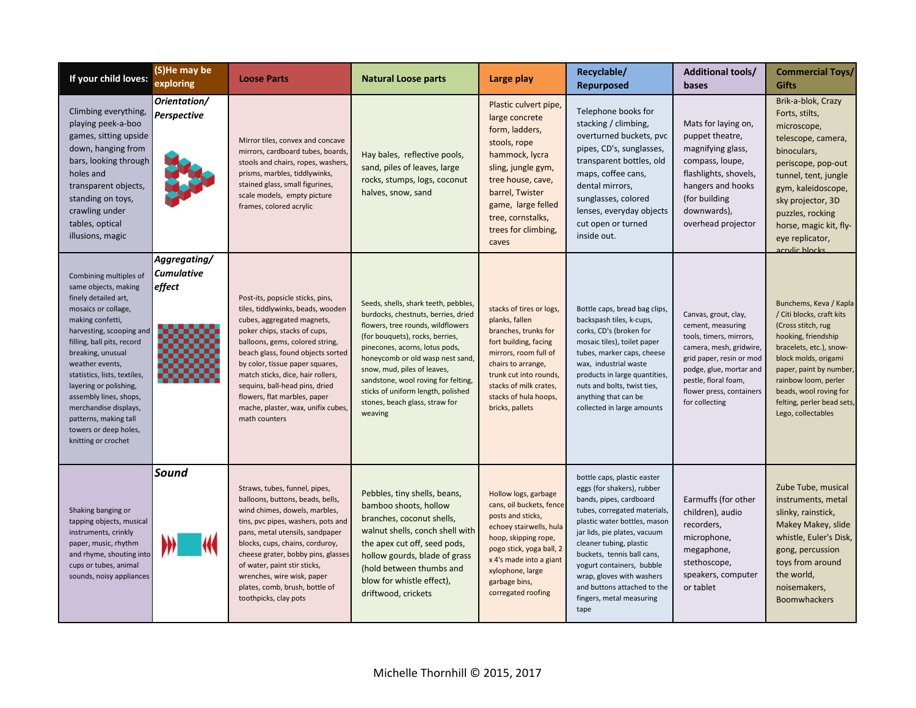| If your child loves: | (S)He may be exploring | Loose Parts | Natural Loose parts | Large play | Recyclable/ Repurposed | Additional tools/ bases | Commercial Toys/ Gifts |
|---|---|---|---|---|---|---|---|
| Climbing everything, playing peek-a-boo games, sitting upside down, hanging from bars, looking through holes and transparent objects, standing on toys, crawling under tables, optical illusions, magic | ***Orientation/ Perspective*** | Mirror tiles, convex and concave mirrors, cardboard tubes, boards, stools and chairs, ropes, washers, prisms, marbles, tiddlywinks, stained glass, small figurines, scale models, empty picture frames, colored acrylic | Hay bales, reflective pools, sand, piles of leaves, large rocks, stumps, logs, coconut halves, snow, sand | Plastic culvert pipe, large concrete form, ladders, stools, rope hammock, lycra sling, jungle gym, tree house, cave, barrel, Twister game, large felled tree, cornstalks, trees for climbing, caves | Telephone books for stacking / climbing, overturned buckets, pvc pipes, CD's, sunglasses, transparent bottles, old maps, coffee cans, dental mirrors, sunglasses, colored lenses, everyday objects cut open or turned inside out. | Mats for laying on, puppet theatre, magnifying glass, compass, loupe, flashlights, shovels, hangers and hooks (for building downwards), overhead projector | Brik-a-blok, Crazy Forts, stilts, microscope, telescope, camera, binoculars, periscope, pop-out tunnel, tent, jungle gym, kaleidoscope, sky projector, 3D puzzles, rocking horse, magic kit, fly-eye replicator, acrylic blocks |
| Combining multiples of same objects, making finely detailed art, mosaics or collage, making confetti, harvesting, scooping and filling, ball pits, record breaking, unusual weather events, statistics, lists, textiles, layering or polishing, assembly lines, shops, merchandise displays, patterns, making tall towers or deep holes, knitting or crochet | ***Aggregating/ Cumulative effect*** | Post-its, popsicle sticks, pins, tiles, tiddlywinks, beads, wooden cubes, aggregated magnets, poker chips, stacks of cups, balloons, gems, colored string, beach glass, found objects sorted by color, tissue paper squares, match sticks, dice, hair rollers, sequins, ball-head pins, dried flowers, flat marbles, paper mache, plaster, wax, unifix cubes, math counters | Seeds, shells, shark teeth, pebbles, burdocks, chestnuts, berries, dried flowers, tree rounds, wildflowers (for bouquets), rocks, berries, pinecones, acorns, lotus pods, honeycomb or old wasp nest sand, snow, mud, piles of leaves, sandstone, wool roving for felting, sticks of uniform length, polished stones, beach glass, straw for weaving | stacks of tires or logs, planks, fallen branches, trunks for fort building, facing mirrors, room full of chairs to arrange, trunk cut into rounds, stacks of milk crates, stacks of hula hoops, bricks, pallets | Bottle caps, bread bag clips, backspash tiles, k-cups, corks, CD's (broken for mosaic tiles), toilet paper tubes, marker caps, cheese wax, industrial waste products in large quantities, nuts and bolts, twist ties, anything that can be collected in large amounts | Canvas, grout, clay, cement, measuring tools, timers, mirrors, camera, mesh, gridwire, grid paper, resin or mod podge, glue, mortar and pestle, floral foam, flower press, containers for collecting | Bunchems, Keva / Kapla / Citi blocks, craft kits (Cross stitch, rug hooking, friendship bracelets, etc.), snow-block molds, origami paper, paint by number, rainbow loom, perler beads, wool roving for felting, perler bead sets, Lego, collectables |
| Shaking banging or tapping objects, musical instruments, crinkly paper, music, rhythm and rhyme, shouting into cups or tubes, animal sounds, noisy appliances | ***Sound*** | Straws, tubes, funnel, pipes, balloons, buttons, beads, bells, wind chimes, dowels, marbles, tins, pvc pipes, washers, pots and pans, metal utensils, sandpaper blocks, cups, chains, corduroy, cheese grater, bobby pins, glasses of water, paint stir sticks, wrenches, wire wisk, paper plates, comb, brush, bottle of toothpicks, clay pots | Pebbles, tiny shells, beans, bamboo shoots, hollow branches, coconut shells, walnut shells, conch shell with the apex cut off, seed pods, hollow gourds, blade of grass (hold between thumbs and blow for whistle effect), driftwood, crickets | Hollow logs, garbage cans, oil buckets, fence posts and sticks, echoey stairwells, hula hoop, skipping rope, pogo stick, yoga ball, 2 x 4's made into a giant xylophone, large garbage bins, corregated roofing | bottle caps, plastic easter eggs (for shakers), rubber bands, pipes, cardboard tubes, corregated materials, plastic water bottles, mason jar lids, pie plates, vacuum cleaner tubing, plastic buckets, tennis ball cans, yogurt containers, bubble wrap, gloves with washers and buttons attached to the fingers, metal measuring tape | Earmuffs (for other children), audio recorders, microphone, megaphone, stethoscope, speakers, computer or tablet | Zube Tube, musical instruments, metal slinky, rainstick, Makey Makey, slide whistle, Euler's Disk, gong, percussion toys from around the world, noisemakers, Boomwhackers |

Michelle Thornhill © 2015, 2017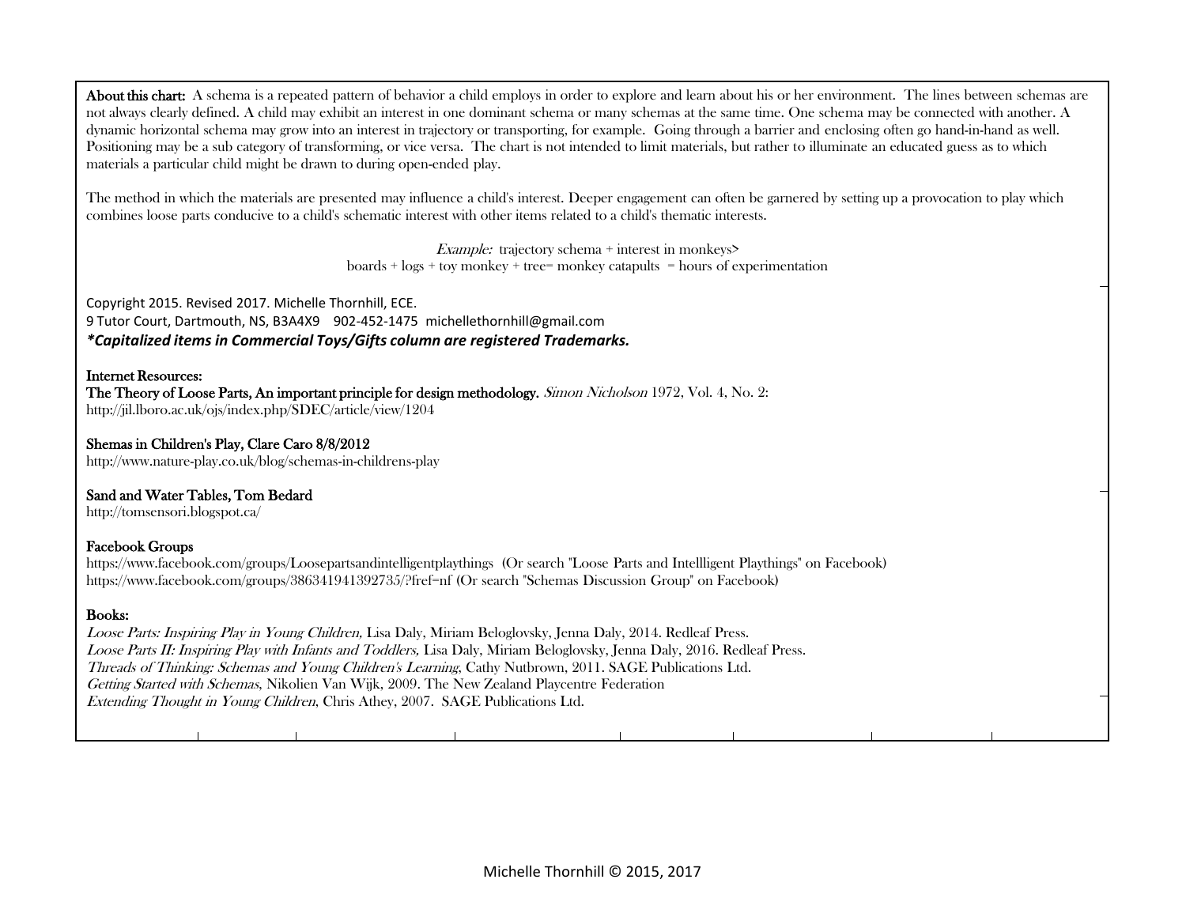**About this chart:** A schema is a repeated pattern of behavior a child employs in order to explore and learn about his or her environment. The lines between schemas are not always clearly defined. A child may exhibit an interest in one dominant schema or many schemas at the same time. One schema may be connected with another. A dynamic horizontal schema may grow into an interest in trajectory or transporting, for example. Going through a barrier and enclosing often go hand-in-hand as well. Positioning may be a sub category of transforming, or vice versa. The chart is not intended to limit materials, but rather to illuminate an educated guess as to which materials a particular child might be drawn to during open-ended play.

The method in which the materials are presented may influence a child's interest. Deeper engagement can often be garnered by setting up a provocation to play which combines loose parts conducive to a child's schematic interest with other items related to a child's thematic interests.

*Example:* trajectory schema + interest in monkeys>
boards + logs + toy monkey + tree= monkey catapults = hours of experimentation

Copyright 2015. Revised 2017. Michelle Thornhill, ECE.
9 Tutor Court, Dartmouth, NS, B3A4X9 902-452-1475 michellethornhill@gmail.com
***Capitalized items in Commercial Toys/Gifts column are registered Trademarks.***

**Internet Resources:**
**The Theory of Loose Parts, An important principle for design methodology.** *Simon Nicholson* 1972, Vol. 4, No. 2:
http://jil.lboro.ac.uk/ojs/index.php/SDEC/article/view/1204

**Shemas in Children's Play, Clare Caro 8/8/2012**
http://www.nature-play.co.uk/blog/schemas-in-childrens-play

**Sand and Water Tables, Tom Bedard**
http://tomsensori.blogspot.ca/

**Facebook Groups**
https://www.facebook.com/groups/Loosepartsandintelligentplaythings (Or search "Loose Parts and Intellligent Playthings" on Facebook)
https://www.facebook.com/groups/386341941392735/?fref=nf (Or search "Schemas Discussion Group" on Facebook)

**Books:**
*Loose Parts: Inspiring Play in Young Children,* Lisa Daly, Miriam Beloglovsky, Jenna Daly, 2014. Redleaf Press.
*Loose Parts II: Inspiring Play with Infants and Toddlers,* Lisa Daly, Miriam Beloglovsky, Jenna Daly, 2016. Redleaf Press.
*Threads of Thinking: Schemas and Young Children's Learning*, Cathy Nutbrown, 2011. SAGE Publications Ltd.
*Getting Started with Schemas*, Nikolien Van Wijk, 2009. The New Zealand Playcentre Federation
*Extending Thought in Young Children*, Chris Athey, 2007. SAGE Publications Ltd.